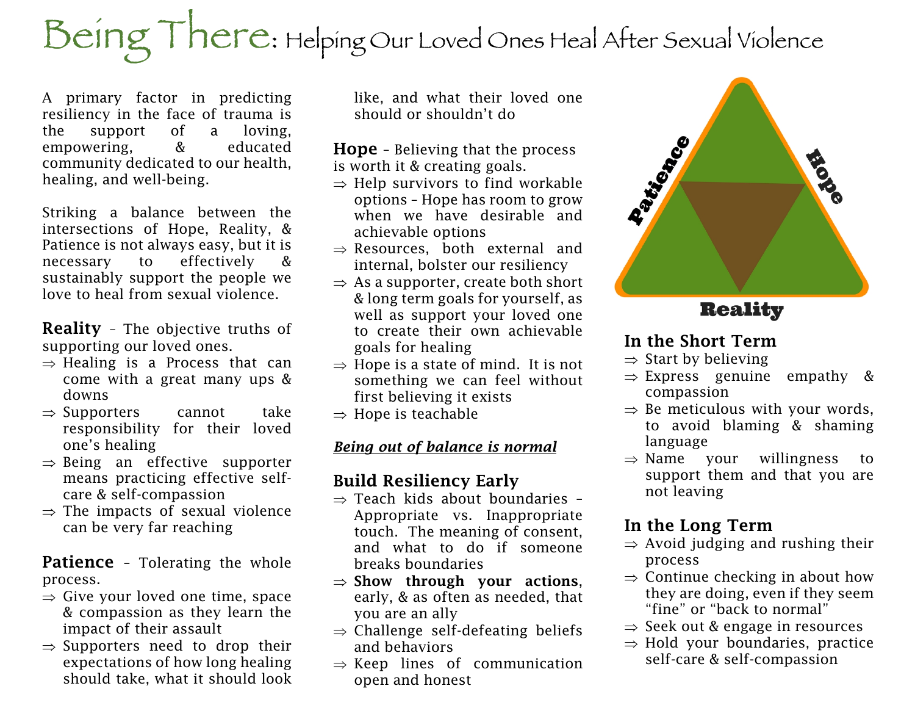# Being There: Helping Our Loved Ones Heal After Sexual Violence

A primary factor in predicting resiliency in the face of trauma is the support of a loving, empowering, & educated community dedicated to our health, healing, and well-being.

Striking a balance between the intersections of Hope, Reality, & Patience is not always easy, but it is necessary to effectively & sustainably support the people we love to heal from sexual violence.

**Reality** – The objective truths of supporting our loved ones.

⇒ Healing is a Process that can come with a great many ups & downs
⇒ Supporters cannot take responsibility for their loved one's healing
⇒ Being an effective supporter means practicing effective self-care & self-compassion
⇒ The impacts of sexual violence can be very far reaching

**Patience** – Tolerating the whole process.

⇒ Give your loved one time, space & compassion as they learn the impact of their assault
⇒ Supporters need to drop their expectations of how long healing should take, what it should look like, and what their loved one should or shouldn't do

**Hope** – Believing that the process is worth it & creating goals.

⇒ Help survivors to find workable options – Hope has room to grow when we have desirable and achievable options
⇒ Resources, both external and internal, bolster our resiliency
⇒ As a supporter, create both short & long term goals for yourself, as well as support your loved one to create their own achievable goals for healing
⇒ Hope is a state of mind. It is not something we can feel without first believing it exists
⇒ Hope is teachable

***<u>Being out of balance is normal</u>***

## Build Resiliency Early

⇒ Teach kids about boundaries – Appropriate vs. Inappropriate touch. The meaning of consent, and what to do if someone breaks boundaries
⇒ **Show through your actions**, early, & as often as needed, that you are an ally
⇒ Challenge self-defeating beliefs and behaviors
⇒ Keep lines of communication open and honest

Patience — Hope — Reality

## In the Short Term

⇒ Start by believing
⇒ Express genuine empathy & compassion
⇒ Be meticulous with your words, to avoid blaming & shaming language
⇒ Name your willingness to support them and that you are not leaving

## In the Long Term

⇒ Avoid judging and rushing their process
⇒ Continue checking in about how they are doing, even if they seem "fine" or "back to normal"
⇒ Seek out & engage in resources
⇒ Hold your boundaries, practice self-care & self-compassion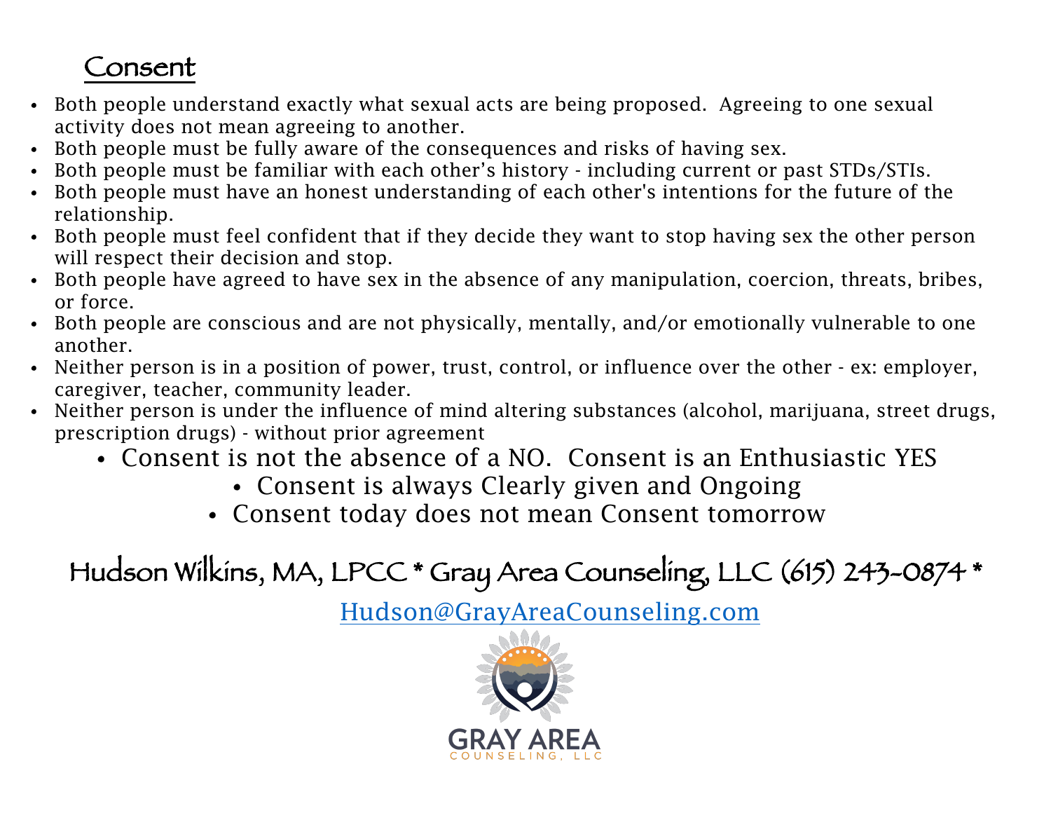## Consent

- Both people understand exactly what sexual acts are being proposed. Agreeing to one sexual activity does not mean agreeing to another.
- Both people must be fully aware of the consequences and risks of having sex.
- Both people must be familiar with each other's history - including current or past STDs/STIs.
- Both people must have an honest understanding of each other's intentions for the future of the relationship.
- Both people must feel confident that if they decide they want to stop having sex the other person will respect their decision and stop.
- Both people have agreed to have sex in the absence of any manipulation, coercion, threats, bribes, or force.
- Both people are conscious and are not physically, mentally, and/or emotionally vulnerable to one another.
- Neither person is in a position of power, trust, control, or influence over the other - ex: employer, caregiver, teacher, community leader.
- Neither person is under the influence of mind altering substances (alcohol, marijuana, street drugs, prescription drugs) - without prior agreement
  - Consent is not the absence of a NO. Consent is an Enthusiastic YES
    - Consent is always Clearly given and Ongoing
  - Consent today does not mean Consent tomorrow

Hudson Wilkins, MA, LPCC * Gray Area Counseling, LLC (615) 243-0874 *

Hudson@GrayAreaCounseling.com

GRAY AREA COUNSELING, LLC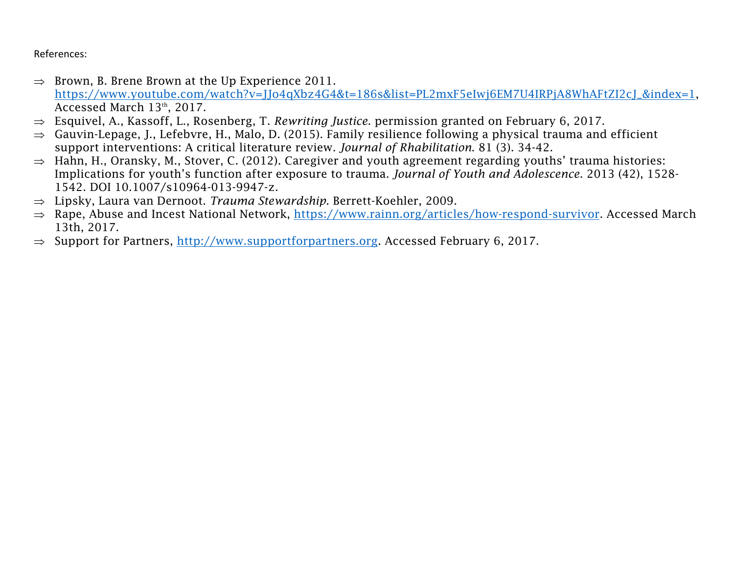References:

- ⇒ Brown, B. Brene Brown at the Up Experience 2011. https://www.youtube.com/watch?v=JJo4qXbz4G4&t=186s&list=PL2mxF5eIwj6EM7U4IRPjA8WhAFtZI2cJ_&index=1, Accessed March 13th, 2017.
- ⇒ Esquivel, A., Kassoff, L., Rosenberg, T. *Rewriting Justice*. permission granted on February 6, 2017.
- ⇒ Gauvin-Lepage, J., Lefebvre, H., Malo, D. (2015). Family resilience following a physical trauma and efficient support interventions: A critical literature review. *Journal of Rhabilitation*. 81 (3). 34-42.
- ⇒ Hahn, H., Oransky, M., Stover, C. (2012). Caregiver and youth agreement regarding youths' trauma histories: Implications for youth's function after exposure to trauma. *Journal of Youth and Adolescence*. 2013 (42), 1528-1542. DOI 10.1007/s10964-013-9947-z.
- ⇒ Lipsky, Laura van Dernoot. *Trauma Stewardship*. Berrett-Koehler, 2009.
- ⇒ Rape, Abuse and Incest National Network, https://www.rainn.org/articles/how-respond-survivor. Accessed March 13th, 2017.
- ⇒ Support for Partners, http://www.supportforpartners.org. Accessed February 6, 2017.